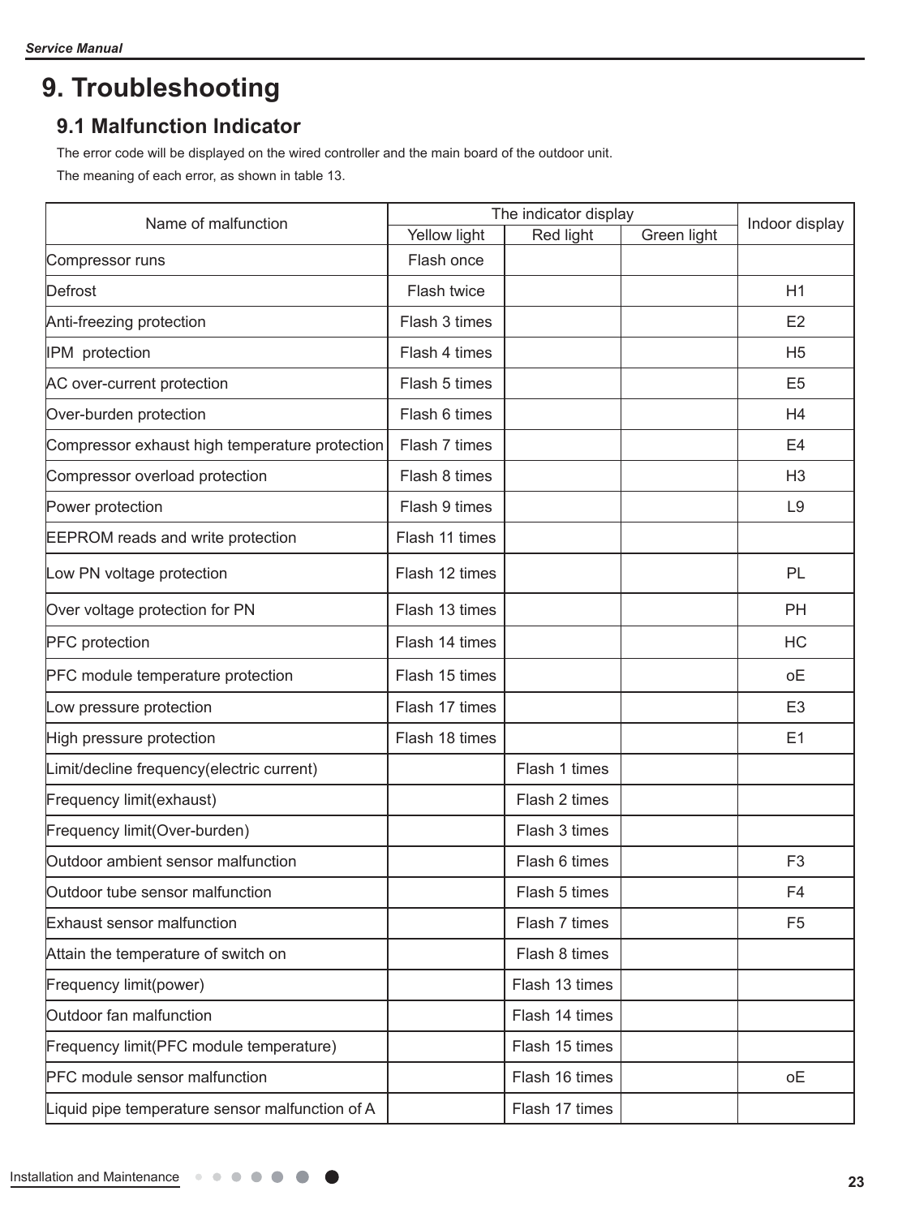# 9. Troubleshooting

## 9.1 Malfunction Indicator

The error code will be displayed on the wired controller and the main board of the outdoor unit.

The meaning of each error, as shown in table 13.

| Name of malfunction | The indicator display | | | Indoor display |
|---|---|---|---|---|
| | Yellow light | Red light | Green light | |
| Compressor runs | Flash once | | | |
| Defrost | Flash twice | | | H1 |
| Anti-freezing protection | Flash 3 times | | | E2 |
| IPM protection | Flash 4 times | | | H5 |
| AC over-current protection | Flash 5 times | | | E5 |
| Over-burden protection | Flash 6 times | | | H4 |
| Compressor exhaust high temperature protection | Flash 7 times | | | E4 |
| Compressor overload protection | Flash 8 times | | | H3 |
| Power protection | Flash 9 times | | | L9 |
| EEPROM reads and write protection | Flash 11 times | | | |
| Low PN voltage protection | Flash 12 times | | | PL |
| Over voltage protection for PN | Flash 13 times | | | PH |
| PFC protection | Flash 14 times | | | HC |
| PFC module temperature protection | Flash 15 times | | | oE |
| Low pressure protection | Flash 17 times | | | E3 |
| High pressure protection | Flash 18 times | | | E1 |
| Limit/decline frequency(electric current) | | Flash 1 times | | |
| Frequency limit(exhaust) | | Flash 2 times | | |
| Frequency limit(Over-burden) | | Flash 3 times | | |
| Outdoor ambient sensor malfunction | | Flash 6 times | | F3 |
| Outdoor tube sensor malfunction | | Flash 5 times | | F4 |
| Exhaust sensor malfunction | | Flash 7 times | | F5 |
| Attain the temperature of switch on | | Flash 8 times | | |
| Frequency limit(power) | | Flash 13 times | | |
| Outdoor fan malfunction | | Flash 14 times | | |
| Frequency limit(PFC module temperature) | | Flash 15 times | | |
| PFC module sensor malfunction | | Flash 16 times | | oE |
| Liquid pipe temperature sensor malfunction of A | | Flash 17 times | | |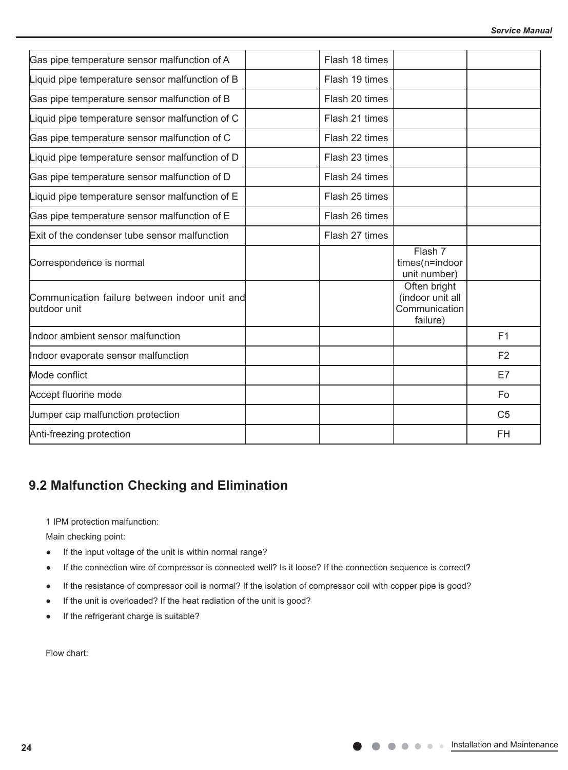| | | | | |
|---|---|---|---|---|
| Gas pipe temperature sensor malfunction of A | | Flash 18 times | | |
| Liquid pipe temperature sensor malfunction of B | | Flash 19 times | | |
| Gas pipe temperature sensor malfunction of B | | Flash 20 times | | |
| Liquid pipe temperature sensor malfunction of C | | Flash 21 times | | |
| Gas pipe temperature sensor malfunction of C | | Flash 22 times | | |
| Liquid pipe temperature sensor malfunction of D | | Flash 23 times | | |
| Gas pipe temperature sensor malfunction of D | | Flash 24 times | | |
| Liquid pipe temperature sensor malfunction of E | | Flash 25 times | | |
| Gas pipe temperature sensor malfunction of E | | Flash 26 times | | |
| Exit of the condenser tube sensor malfunction | | Flash 27 times | | |
| Correspondence is normal | | | Flash 7 times(n=indoor unit number) | |
| Communication failure between indoor unit and outdoor unit | | | Often bright (indoor unit all Communication failure) | |
| Indoor ambient sensor malfunction | | | | F1 |
| Indoor evaporate sensor malfunction | | | | F2 |
| Mode conflict | | | | E7 |
| Accept fluorine mode | | | | Fo |
| Jumper cap malfunction protection | | | | C5 |
| Anti-freezing protection | | | | FH |

## 9.2 Malfunction Checking and Elimination

1 IPM protection malfunction:

Main checking point:

- If the input voltage of the unit is within normal range?
- If the connection wire of compressor is connected well? Is it loose? If the connection sequence is correct?
- If the resistance of compressor coil is normal? If the isolation of compressor coil with copper pipe is good?
- If the unit is overloaded? If the heat radiation of the unit is good?
- If the refrigerant charge is suitable?

Flow chart: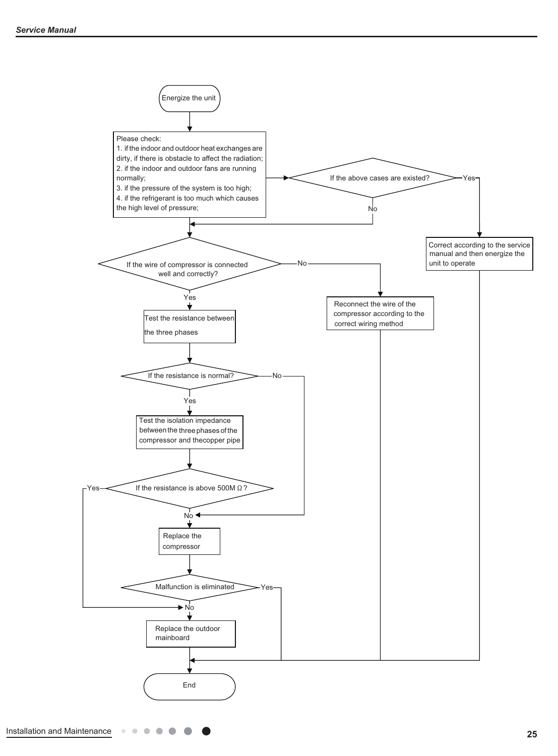Energize the unit

Please check:
1. if the indoor and outdoor heat exchanges are dirty, if there is obstacle to affect the radiation;
2. if the indoor and outdoor fans are running normally;
3. if the pressure of the system is too high;
4. if the refrigerant is too much which causes the high level of pressure;

If the above cases are existed?

Yes

No

Correct according to the service manual and then energize the unit to operate

If the wire of compressor is connected well and correctly?

No

Reconnect the wire of the compressor according to the correct wiring method

Yes

Test the resistance between the three phases

If the resistance is normal?

No

Yes

Test the isolation impedance between the three phases of the compressor and thecopper pipe

If the resistance is above 500M Ω?

Yes

No

Replace the compressor

Malfunction is eliminated

Yes

No

Replace the outdoor mainboard

End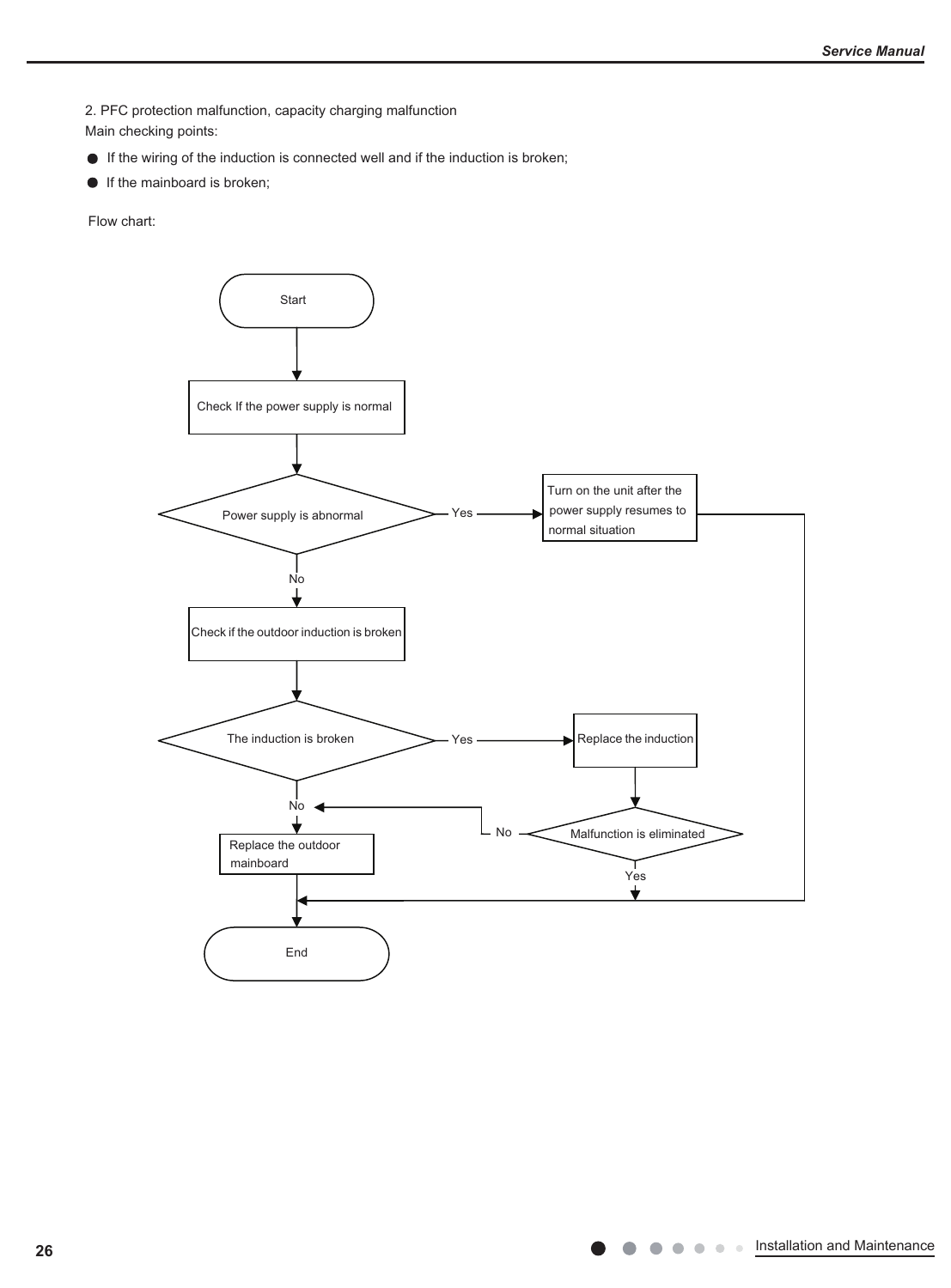2. PFC protection malfunction, capacity charging malfunction

Main checking points:

- If the wiring of the induction is connected well and if the induction is broken;
- If the mainboard is broken;

Flow chart:

Start

Check If the power supply is normal

Power supply is abnormal — Yes → Turn on the unit after the power supply resumes to normal situation → End

No

Check if the outdoor induction is broken

The induction is broken — Yes → Replace the induction → Malfunction is eliminated

Malfunction is eliminated — Yes → End

Malfunction is eliminated — No → Replace the outdoor mainboard

The induction is broken — No → Replace the outdoor mainboard

Replace the outdoor mainboard → End

End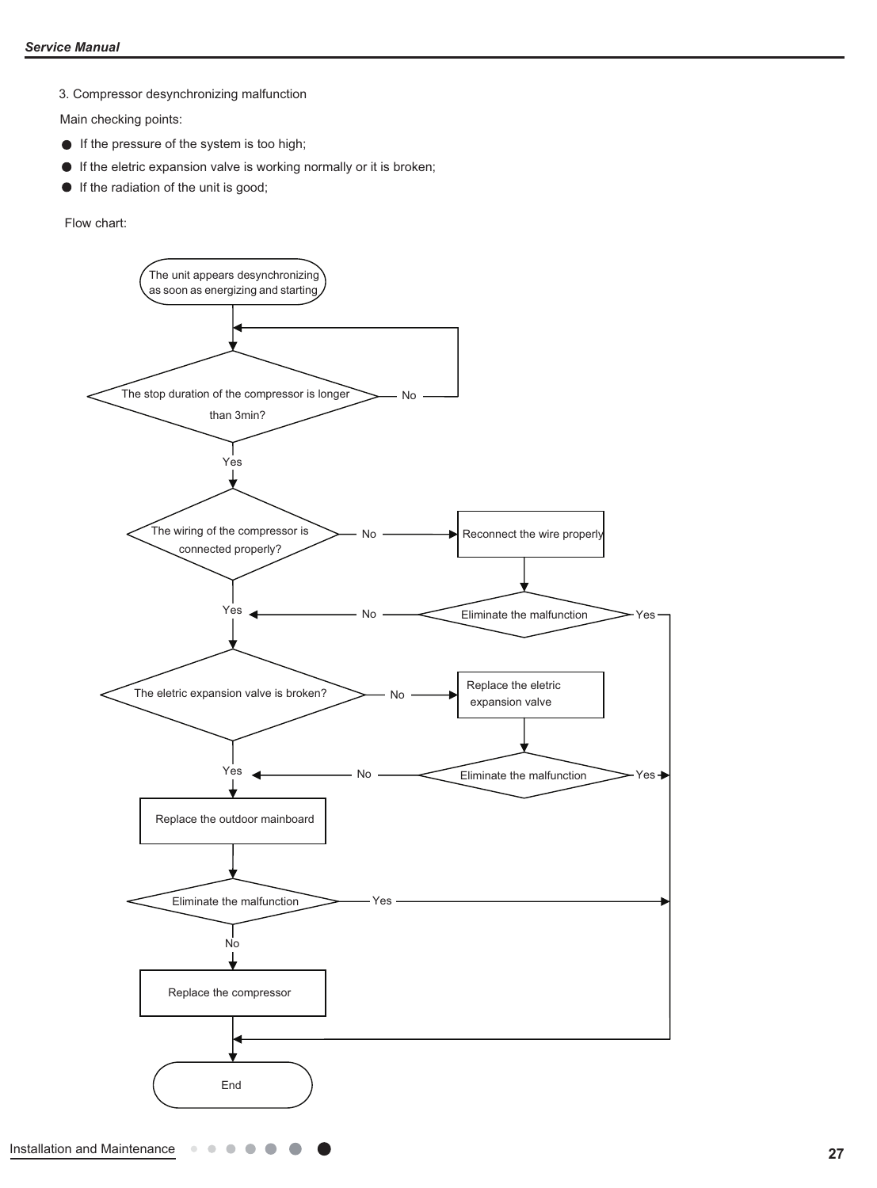3. Compressor desynchronizing malfunction

Main checking points:

- If the pressure of the system is too high;
- If the eletric expansion valve is working normally or it is broken;
- If the radiation of the unit is good;

Flow chart:

The unit appears desynchronizing as soon as energizing and starting

The stop duration of the compressor is longer than 3min?

No

Yes

The wiring of the compressor is connected properly?

No

Reconnect the wire properly

Yes

No

Eliminate the malfunction

Yes

The eletric expansion valve is broken?

No

Replace the eletric expansion valve

Yes

No

Eliminate the malfunction

Yes

Replace the outdoor mainboard

Eliminate the malfunction

Yes

No

Replace the compressor

End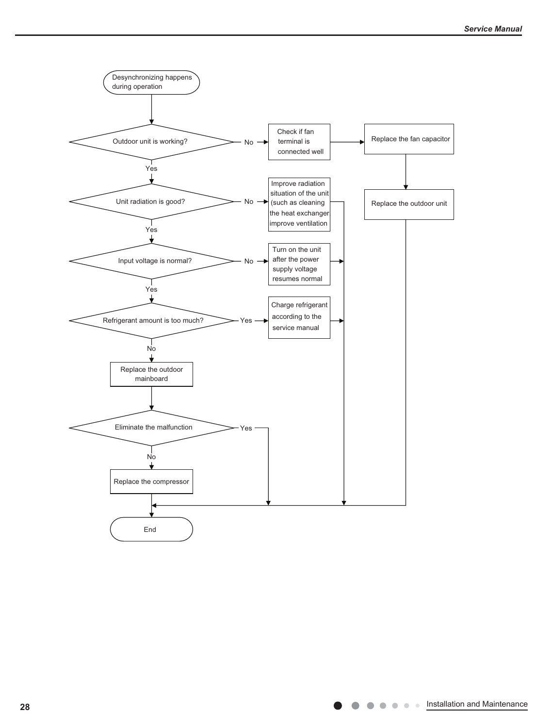Desynchronizing happens during operation

- Outdoor unit is working?
  - No → Check if fan terminal is connected well → Replace the fan capacitor → Replace the outdoor unit → End
  - Yes ↓
- Unit radiation is good?
  - No → Improve radiation situation of the unit (such as cleaning the heat exchanger improve ventilation → End
  - Yes ↓
- Input voltage is normal?
  - No → Turn on the unit after the power supply voltage resumes normal → End
  - Yes ↓
- Refrigerant amount is too much?
  - Yes → Charge refrigerant according to the service manual → End
  - No ↓
- Replace the outdoor mainboard
- Eliminate the malfunction
  - Yes → End
  - No ↓
- Replace the compressor
- End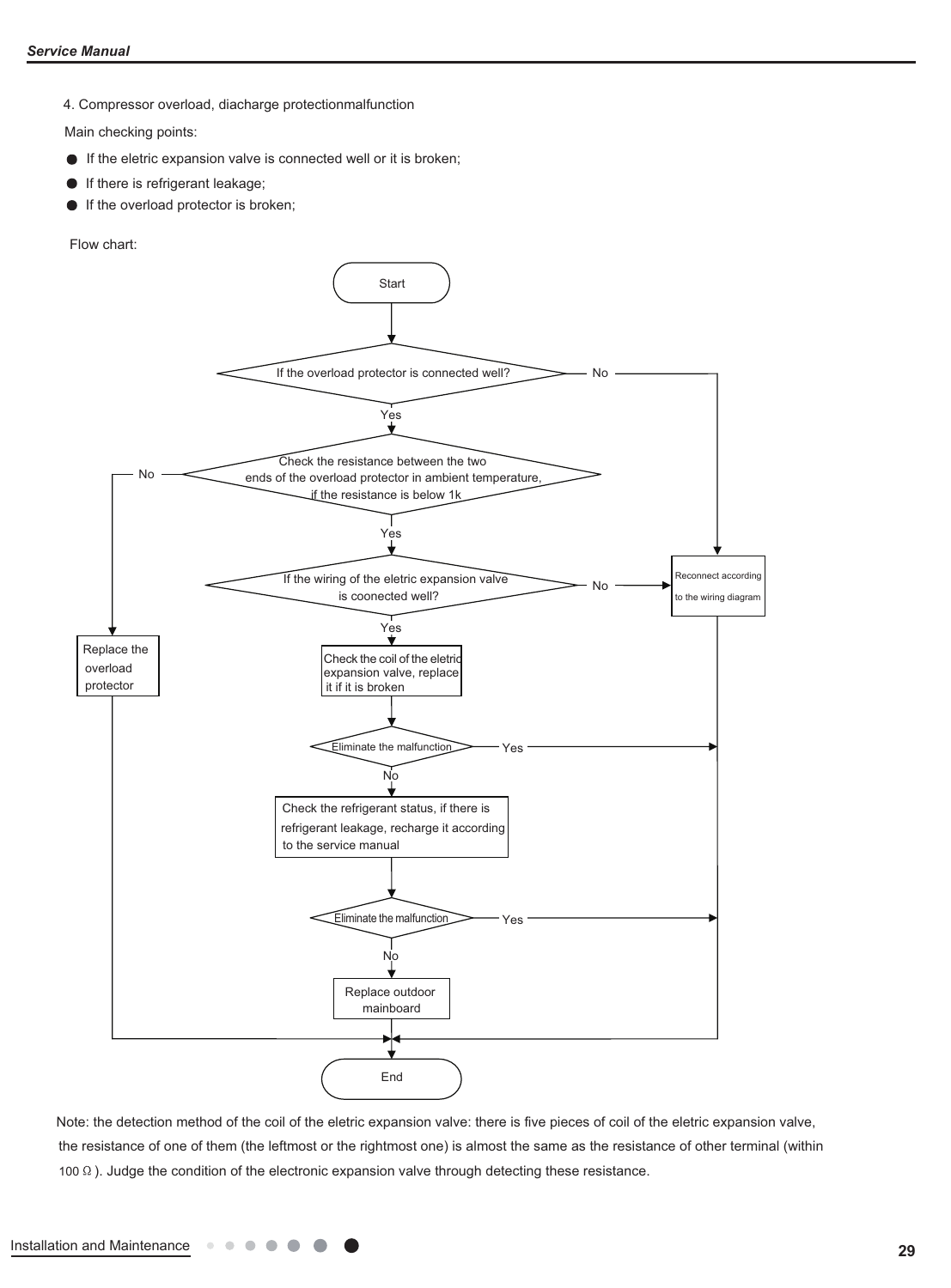4. Compressor overload, diacharge protectionmalfunction

Main checking points:

- If the eletric expansion valve is connected well or it is broken;
- If there is refrigerant leakage;
- If the overload protector is broken;

Flow chart:

Start

If the overload protector is connected well? — No → Reconnect according to the wiring diagram

Yes ↓

Check the resistance between the two ends of the overload protector in ambient temperature, if the resistance is below 1k — No → Replace the overload protector

Yes ↓

If the wiring of the eletric expansion valve is coonected well? — No → Reconnect according to the wiring diagram

Yes ↓

Check the coil of the eletric expansion valve, replace it if it is broken

Eliminate the malfunction — Yes → End

No ↓

Check the refrigerant status, if there is refrigerant leakage, recharge it according to the service manual

Eliminate the malfunction — Yes → End

No ↓

Replace outdoor mainboard

End

Note: the detection method of the coil of the eletric expansion valve: there is five pieces of coil of the eletric expansion valve, the resistance of one of them (the leftmost or the rightmost one) is almost the same as the resistance of other terminal (within 100 Ω). Judge the condition of the electronic expansion valve through detecting these resistance.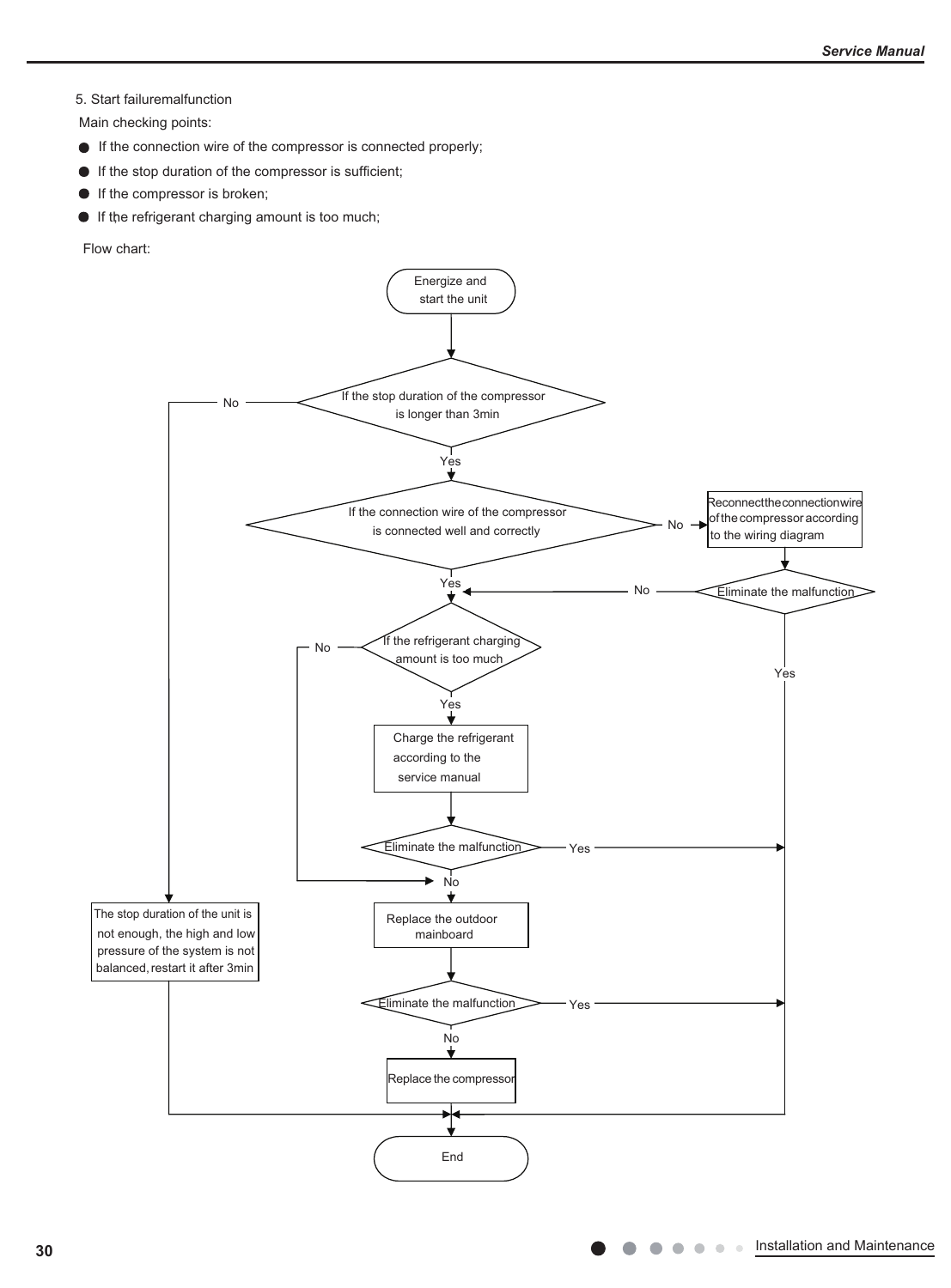5. Start failuremalfunction

Main checking points:

- If the connection wire of the compressor is connected properly;
- If the stop duration of the compressor is sufficient;
- If the compressor is broken;
- If the refrigerant charging amount is too much;

Flow chart:

Energize and start the unit

If the stop duration of the compressor is longer than 3min

No

Yes

If the connection wire of the compressor is connected well and correctly

No

Reconnect the connection wire of the compressor according to the wiring diagram

Yes

No

Eliminate the malfunction

If the refrigerant charging amount is too much

No

Yes

Yes

Charge the refrigerant according to the service manual

Eliminate the malfunction

Yes

No

The stop duration of the unit is not enough, the high and low pressure of the system is not balanced, restart it after 3min

Replace the outdoor mainboard

Eliminate the malfunction

Yes

No

Replace the compressor

End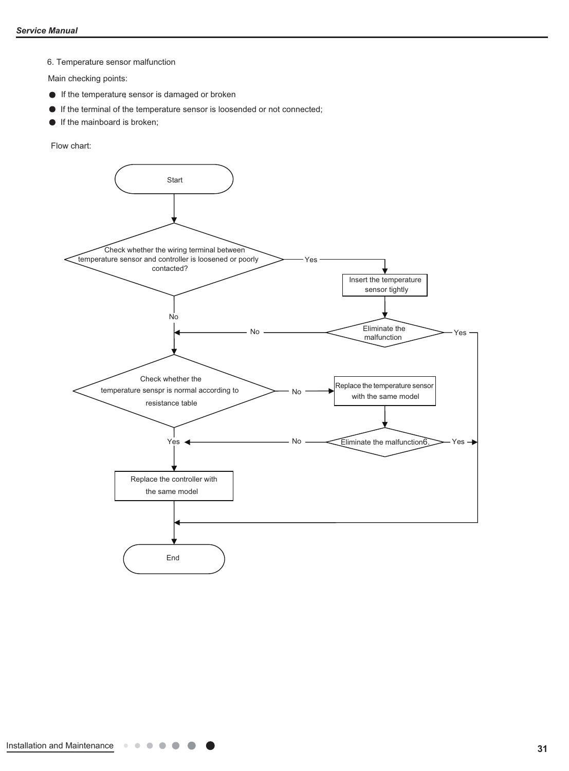6. Temperature sensor malfunction

Main checking points:

- If the temperature sensor is damaged or broken
- If the terminal of the temperature sensor is loosended or not connected;
- If the mainboard is broken;

Flow chart:

Start

Check whether the wiring terminal between temperature sensor and controller is loosened or poorly contacted?

Yes → Insert the temperature sensor tightly → Eliminate the malfunction (Yes → End; No → next check)

No

Check whether the temperature senspr is normal according to resistance table

No → Replace the temperature sensor with the same model → Eliminate the malfunction6. (Yes → End; No → Replace the controller)

Yes

Replace the controller with the same model

End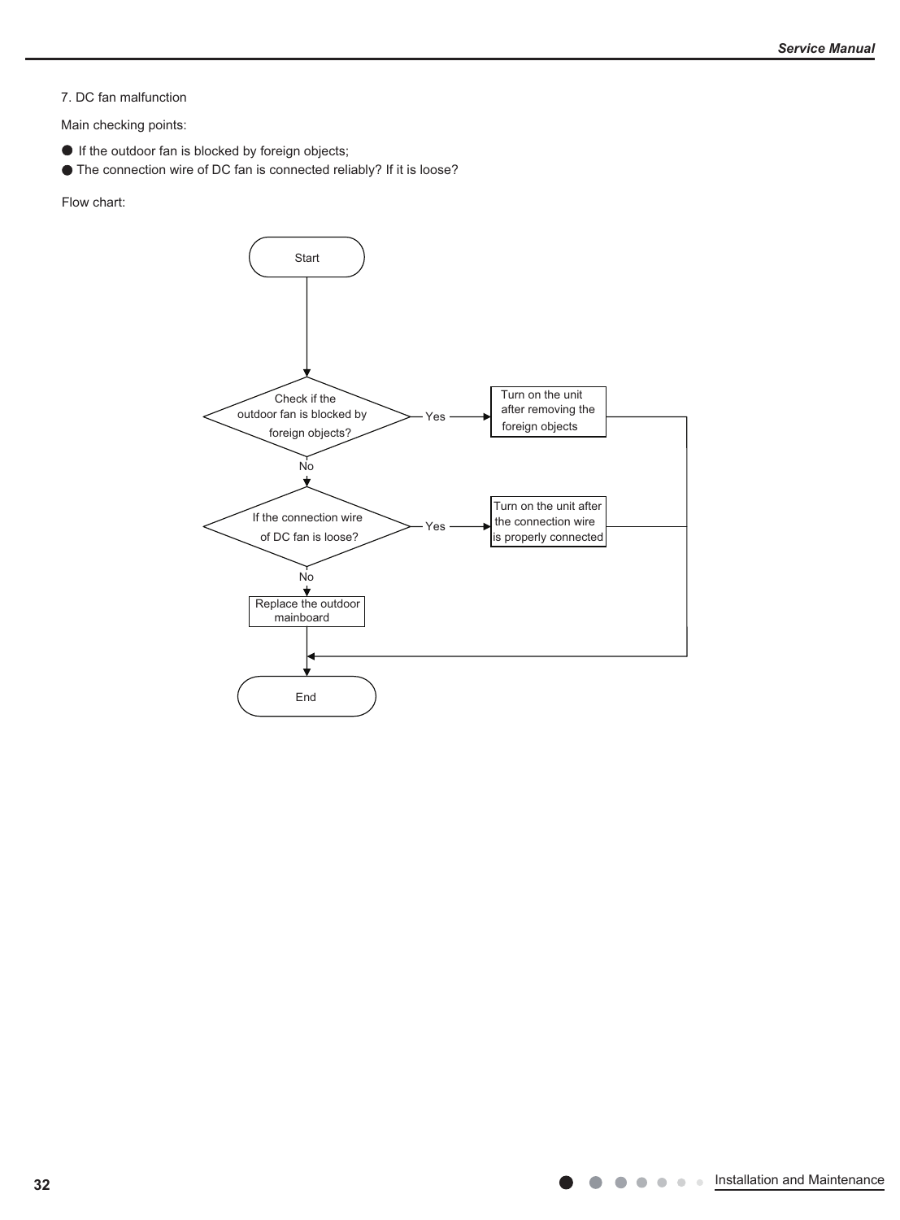7. DC fan malfunction

Main checking points:

- If the outdoor fan is blocked by foreign objects;
- The connection wire of DC fan is connected reliably? If it is loose?

Flow chart:

Start

Check if the outdoor fan is blocked by foreign objects? — Yes → Turn on the unit after removing the foreign objects → End

No ↓

If the connection wire of DC fan is loose? — Yes → Turn on the unit after the connection wire is properly connected → End

No ↓

Replace the outdoor mainboard

End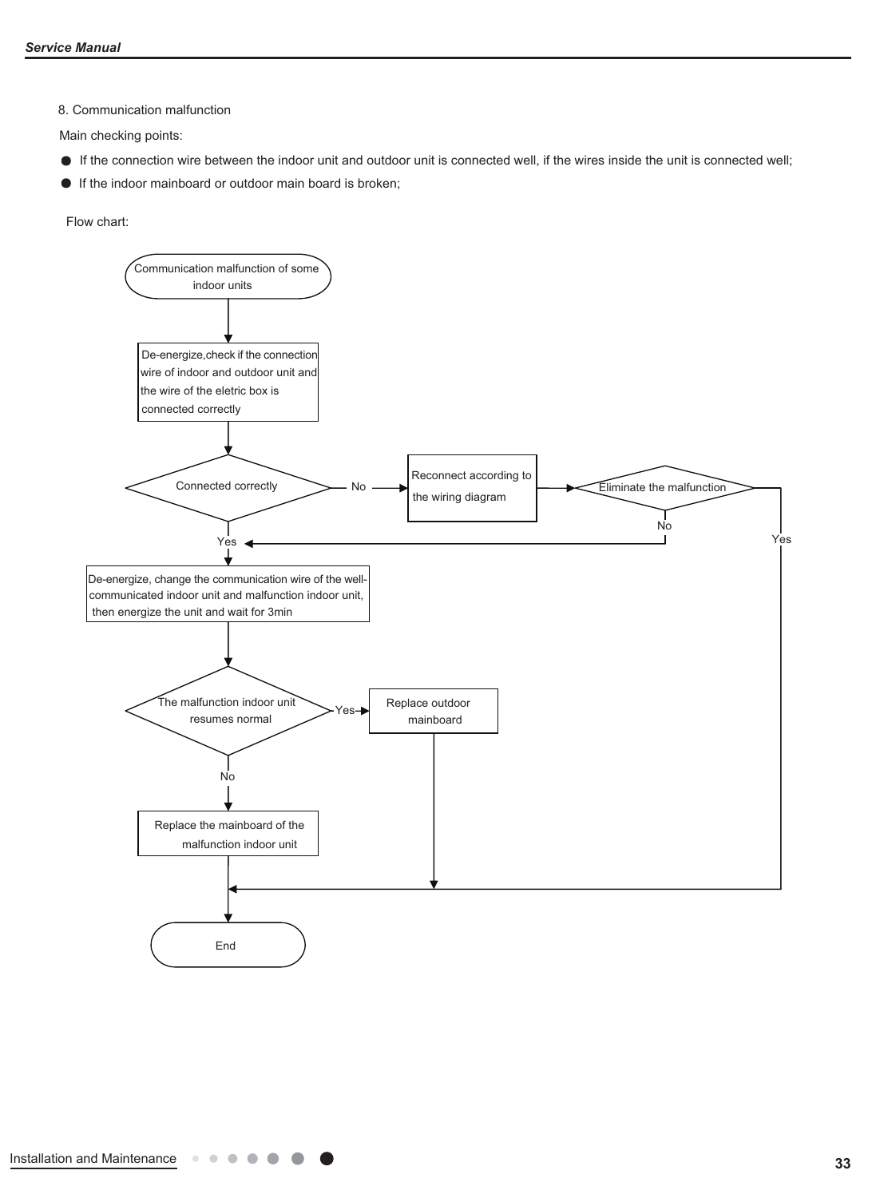8. Communication malfunction

Main checking points:

- If the connection wire between the indoor unit and outdoor unit is connected well, if the wires inside the unit is connected well;
- If the indoor mainboard or outdoor main board is broken;

Flow chart:

- Communication malfunction of some indoor units
- De-energize, check if the connection wire of indoor and outdoor unit and the wire of the eletric box is connected correctly
- Connected correctly
  - No → Reconnect according to the wiring diagram → Eliminate the malfunction
    - Yes → End
    - No → (continue to next step)
  - Yes → De-energize, change the communication wire of the well-communicated indoor unit and malfunction indoor unit, then energize the unit and wait for 3min
- The malfunction indoor unit resumes normal
  - Yes → Replace outdoor mainboard → End
  - No → Replace the mainboard of the malfunction indoor unit → End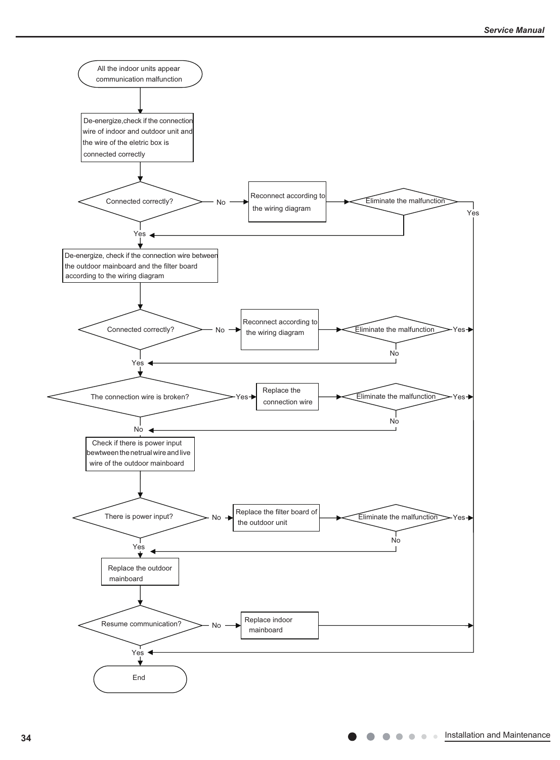All the indoor units appear communication malfunction

De-energize,check if the connection wire of indoor and outdoor unit and the wire of the eletric box is connected correctly

Connected correctly? — No → Reconnect according to the wiring diagram → Eliminate the malfunction — Yes → End

Yes

De-energize, check if the connection wire between the outdoor mainboard and the filter board according to the wiring diagram

Connected correctly? — No → Reconnect according to the wiring diagram → Eliminate the malfunction — Yes → End; No →

Yes

The connection wire is broken? — Yes → Replace the connection wire → Eliminate the malfunction — Yes → End; No →

No

Check if there is power input bewtween the netrual wire and live wire of the outdoor mainboard

There is power input? — No → Replace the filter board of the outdoor unit → Eliminate the malfunction — Yes → End; No →

Yes

Replace the outdoor mainboard

Resume communication? — No → Replace indoor mainboard → End

Yes

End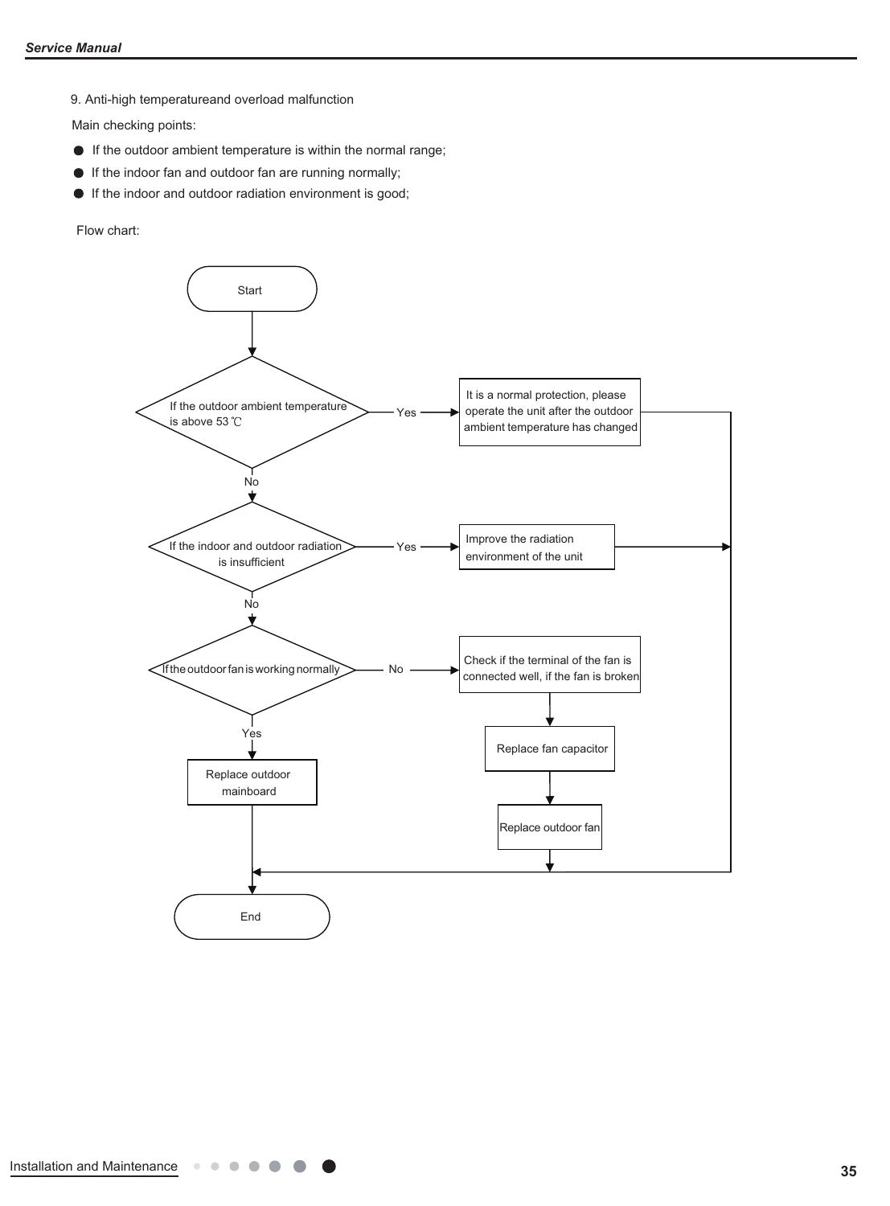9. Anti-high temperatureand overload malfunction

Main checking points:

- If the outdoor ambient temperature is within the normal range;
- If the indoor fan and outdoor fan are running normally;
- If the indoor and outdoor radiation environment is good;

Flow chart:

Start

If the outdoor ambient temperature is above 53℃

Yes → It is a normal protection, please operate the unit after the outdoor ambient temperature has changed → End

No

If the indoor and outdoor radiation is insufficient

Yes → Improve the radiation environment of the unit → End

No

If the outdoor fan is working normally

No → Check if the terminal of the fan is connected well, if the fan is broken → Replace fan capacitor → Replace outdoor fan → End

Yes → Replace outdoor mainboard → End

End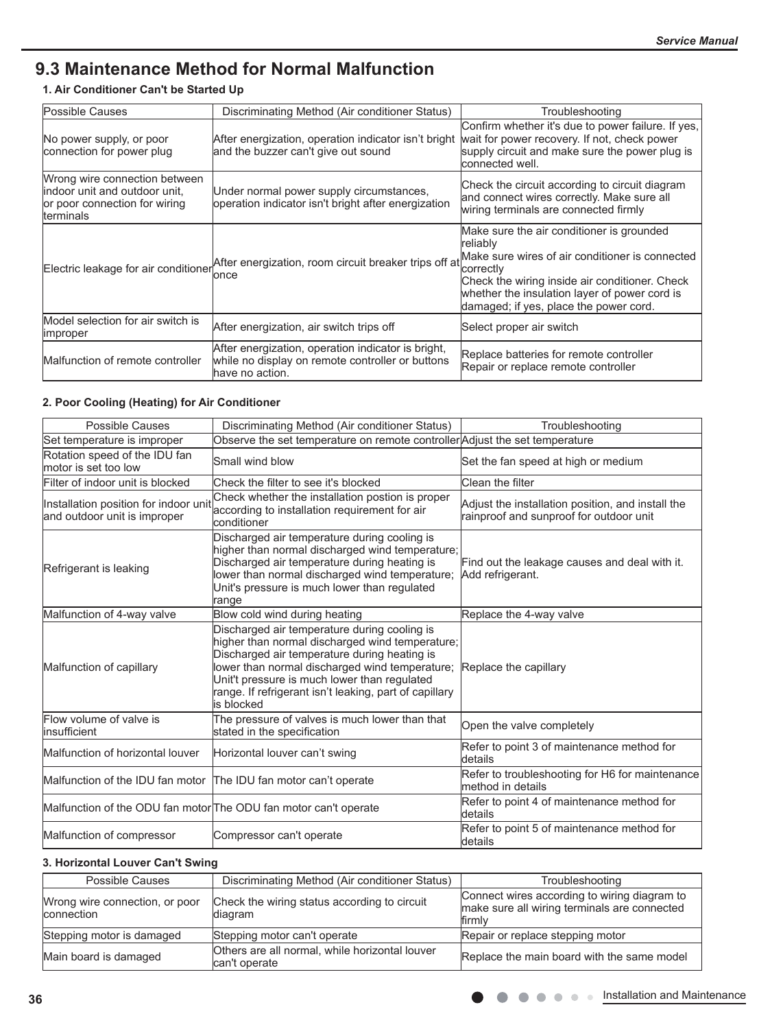## 9.3 Maintenance Method for Normal Malfunction

### 1. Air Conditioner Can't be Started Up

| Possible Causes | Discriminating Method (Air conditioner Status) | Troubleshooting |
| --- | --- | --- |
| No power supply, or poor connection for power plug | After energization, operation indicator isn't bright and the buzzer can't give out sound | Confirm whether it's due to power failure. If yes, wait for power recovery. If not, check power supply circuit and make sure the power plug is connected well. |
| Wrong wire connection between indoor unit and outdoor unit, or poor connection for wiring terminals | Under normal power supply circumstances, operation indicator isn't bright after energization | Check the circuit according to circuit diagram and connect wires correctly. Make sure all wiring terminals are connected firmly |
| Electric leakage for air conditioner | After energization, room circuit breaker trips off at once | Make sure the air conditioner is grounded reliably<br>Make sure wires of air conditioner is connected correctly<br>Check the wiring inside air conditioner. Check whether the insulation layer of power cord is damaged; if yes, place the power cord. |
| Model selection for air switch is improper | After energization, air switch trips off | Select proper air switch |
| Malfunction of remote controller | After energization, operation indicator is bright, while no display on remote controller or buttons have no action. | Replace batteries for remote controller<br>Repair or replace remote controller |

### 2. Poor Cooling (Heating) for Air Conditioner

| Possible Causes | Discriminating Method (Air conditioner Status) | Troubleshooting |
| --- | --- | --- |
| Set temperature is improper | Observe the set temperature on remote controller | Adjust the set temperature |
| Rotation speed of the IDU fan motor is set too low | Small wind blow | Set the fan speed at high or medium |
| Filter of indoor unit is blocked | Check the filter to see it's blocked | Clean the filter |
| Installation position for indoor unit and outdoor unit is improper | Check whether the installation postion is proper according to installation requirement for air conditioner | Adjust the installation position, and install the rainproof and sunproof for outdoor unit |
| Refrigerant is leaking | Discharged air temperature during cooling is higher than normal discharged wind temperature; Discharged air temperature during heating is lower than normal discharged wind temperature; Unit's pressure is much lower than regulated range | Find out the leakage causes and deal with it. Add refrigerant. |
| Malfunction of 4-way valve | Blow cold wind during heating | Replace the 4-way valve |
| Malfunction of capillary | Discharged air temperature during cooling is higher than normal discharged wind temperature; Discharged air temperature during heating is lower than normal discharged wind temperature; Unit't pressure is much lower than regulated range. If refrigerant isn't leaking, part of capillary is blocked | Replace the capillary |
| Flow volume of valve is insufficient | The pressure of valves is much lower than that stated in the specification | Open the valve completely |
| Malfunction of horizontal louver | Horizontal louver can't swing | Refer to point 3 of maintenance method for details |
| Malfunction of the IDU fan motor | The IDU fan motor can't operate | Refer to troubleshooting for H6 for maintenance method in details |
| Malfunction of the ODU fan motor | The ODU fan motor can't operate | Refer to point 4 of maintenance method for details |
| Malfunction of compressor | Compressor can't operate | Refer to point 5 of maintenance method for details |

### 3. Horizontal Louver Can't Swing

| Possible Causes | Discriminating Method (Air conditioner Status) | Troubleshooting |
| --- | --- | --- |
| Wrong wire connection, or poor connection | Check the wiring status according to circuit diagram | Connect wires according to wiring diagram to make sure all wiring terminals are connected firmly |
| Stepping motor is damaged | Stepping motor can't operate | Repair or replace stepping motor |
| Main board is damaged | Others are all normal, while horizontal louver can't operate | Replace the main board with the same model |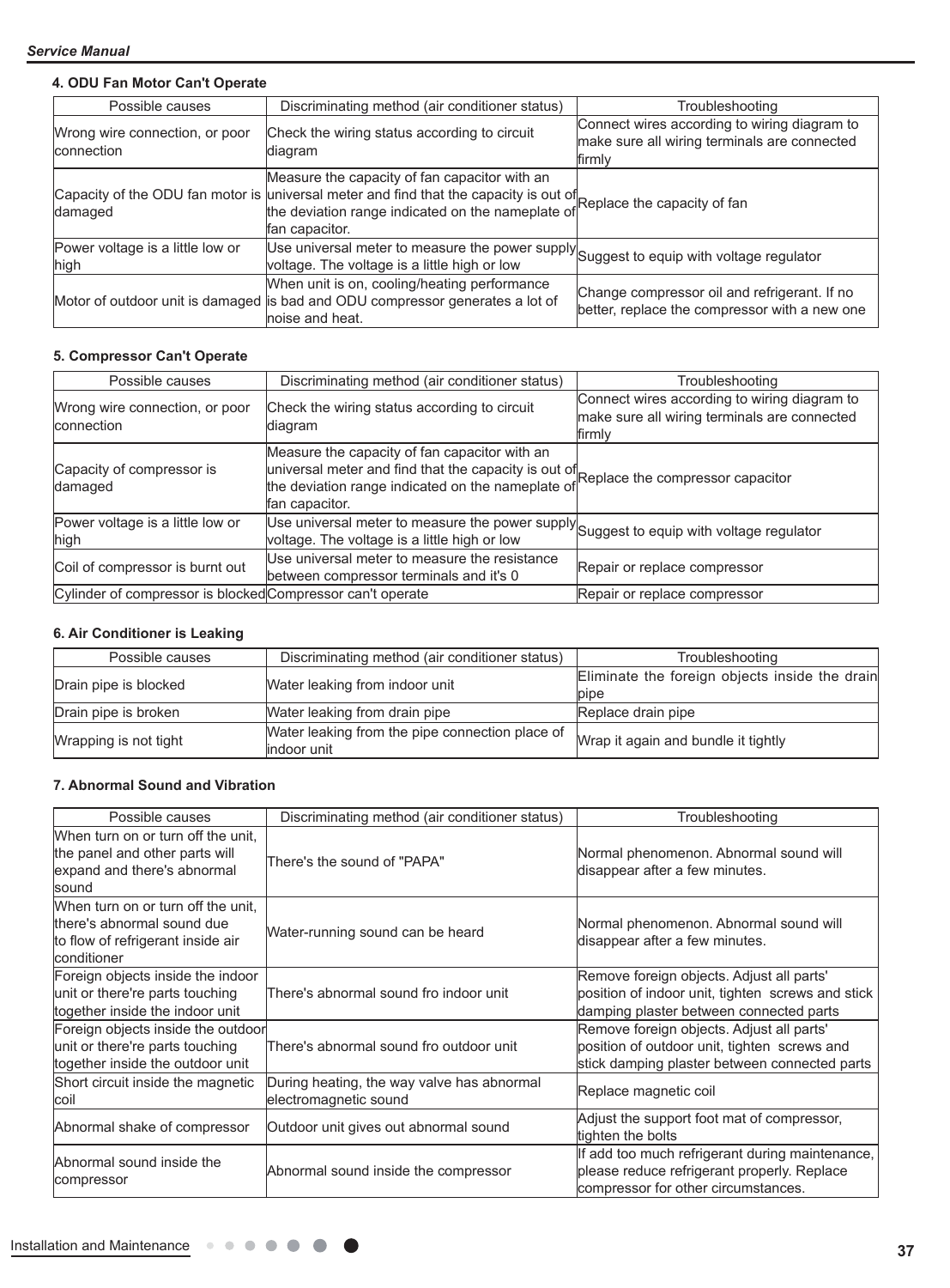#### 4. ODU Fan Motor Can't Operate

| Possible causes | Discriminating method (air conditioner status) | Troubleshooting |
|---|---|---|
| Wrong wire connection, or poor connection | Check the wiring status according to circuit diagram | Connect wires according to wiring diagram to make sure all wiring terminals are connected firmly |
| Capacity of the ODU fan motor is damaged | Measure the capacity of fan capacitor with an universal meter and find that the capacity is out of the deviation range indicated on the nameplate of fan capacitor. | Replace the capacity of fan |
| Power voltage is a little low or high | Use universal meter to measure the power supply voltage. The voltage is a little high or low | Suggest to equip with voltage regulator |
| Motor of outdoor unit is damaged | When unit is on, cooling/heating performance is bad and ODU compressor generates a lot of noise and heat. | Change compressor oil and refrigerant. If no better, replace the compressor with a new one |

#### 5. Compressor Can't Operate

| Possible causes | Discriminating method (air conditioner status) | Troubleshooting |
|---|---|---|
| Wrong wire connection, or poor connection | Check the wiring status according to circuit diagram | Connect wires according to wiring diagram to make sure all wiring terminals are connected firmly |
| Capacity of compressor is damaged | Measure the capacity of fan capacitor with an universal meter and find that the capacity is out of the deviation range indicated on the nameplate of fan capacitor. | Replace the compressor capacitor |
| Power voltage is a little low or high | Use universal meter to measure the power supply voltage. The voltage is a little high or low | Suggest to equip with voltage regulator |
| Coil of compressor is burnt out | Use universal meter to measure the resistance between compressor terminals and it's 0 | Repair or replace compressor |
| Cylinder of compressor is blocked | Compressor can't operate | Repair or replace compressor |

#### 6. Air Conditioner is Leaking

| Possible causes | Discriminating method (air conditioner status) | Troubleshooting |
|---|---|---|
| Drain pipe is blocked | Water leaking from indoor unit | Eliminate the foreign objects inside the drain pipe |
| Drain pipe is broken | Water leaking from drain pipe | Replace drain pipe |
| Wrapping is not tight | Water leaking from the pipe connection place of indoor unit | Wrap it again and bundle it tightly |

#### 7. Abnormal Sound and Vibration

| Possible causes | Discriminating method (air conditioner status) | Troubleshooting |
|---|---|---|
| When turn on or turn off the unit, the panel and other parts will expand and there's abnormal sound | There's the sound of "PAPA" | Normal phenomenon. Abnormal sound will disappear after a few minutes. |
| When turn on or turn off the unit, there's abnormal sound due to flow of refrigerant inside air conditioner | Water-running sound can be heard | Normal phenomenon. Abnormal sound will disappear after a few minutes. |
| Foreign objects inside the indoor unit or there're parts touching together inside the indoor unit | There's abnormal sound fro indoor unit | Remove foreign objects. Adjust all parts' position of indoor unit, tighten screws and stick damping plaster between connected parts |
| Foreign objects inside the outdoor unit or there're parts touching together inside the outdoor unit | There's abnormal sound fro outdoor unit | Remove foreign objects. Adjust all parts' position of outdoor unit, tighten screws and stick damping plaster between connected parts |
| Short circuit inside the magnetic coil | During heating, the way valve has abnormal electromagnetic sound | Replace magnetic coil |
| Abnormal shake of compressor | Outdoor unit gives out abnormal sound | Adjust the support foot mat of compressor, tighten the bolts |
| Abnormal sound inside the compressor | Abnormal sound inside the compressor | If add too much refrigerant during maintenance, please reduce refrigerant properly. Replace compressor for other circumstances. |